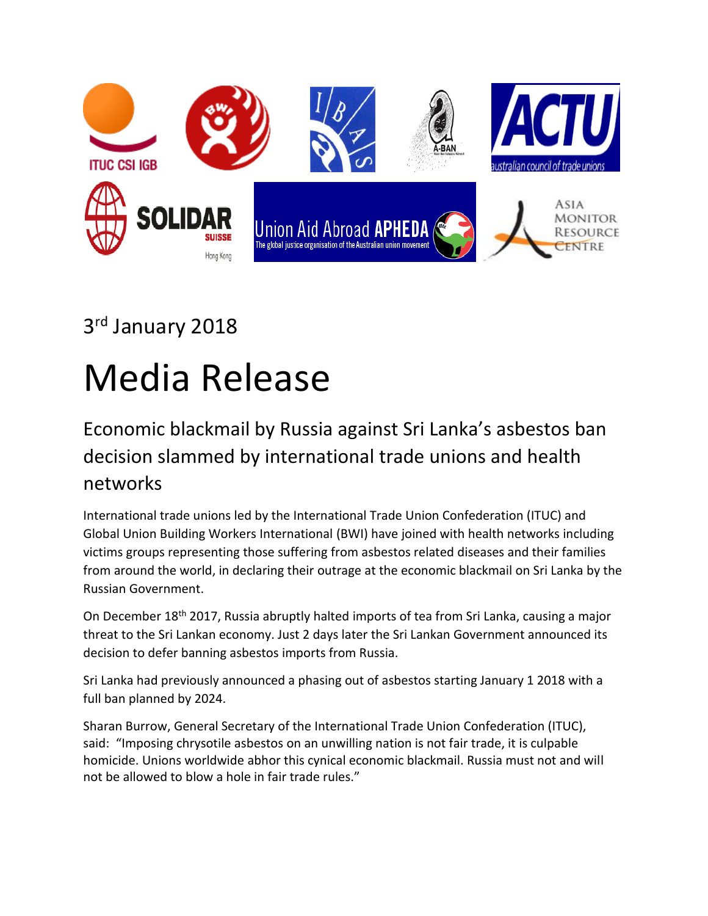3rd January 2018

# Media Release

## Economic blackmail by Russia against Sri Lanka's asbestos ban decision slammed by international trade unions and health networks

International trade unions led by the International Trade Union Confederation (ITUC) and Global Union Building Workers International (BWI) have joined with health networks including victims groups representing those suffering from asbestos related diseases and their families from around the world, in declaring their outrage at the economic blackmail on Sri Lanka by the Russian Government.

On December 18th 2017, Russia abruptly halted imports of tea from Sri Lanka, causing a major threat to the Sri Lankan economy. Just 2 days later the Sri Lankan Government announced its decision to defer banning asbestos imports from Russia.

Sri Lanka had previously announced a phasing out of asbestos starting January 1 2018 with a full ban planned by 2024.

Sharan Burrow, General Secretary of the International Trade Union Confederation (ITUC), said: "Imposing chrysotile asbestos on an unwilling nation is not fair trade, it is culpable homicide. Unions worldwide abhor this cynical economic blackmail. Russia must not and will not be allowed to blow a hole in fair trade rules."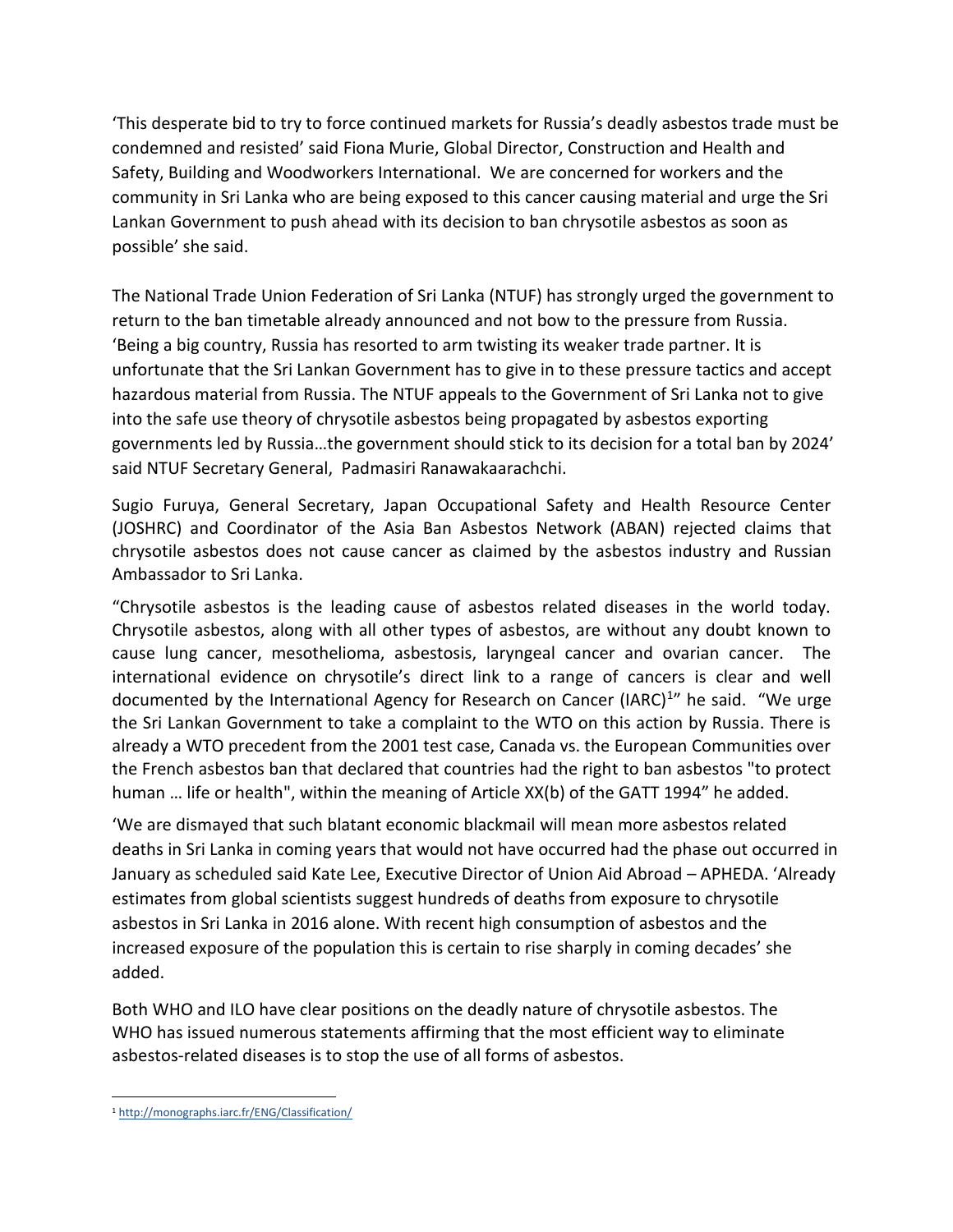'This desperate bid to try to force continued markets for Russia's deadly asbestos trade must be condemned and resisted' said Fiona Murie, Global Director, Construction and Health and Safety, Building and Woodworkers International. We are concerned for workers and the community in Sri Lanka who are being exposed to this cancer causing material and urge the Sri Lankan Government to push ahead with its decision to ban chrysotile asbestos as soon as possible' she said.

The National Trade Union Federation of Sri Lanka (NTUF) has strongly urged the government to return to the ban timetable already announced and not bow to the pressure from Russia. 'Being a big country, Russia has resorted to arm twisting its weaker trade partner. It is unfortunate that the Sri Lankan Government has to give in to these pressure tactics and accept hazardous material from Russia. The NTUF appeals to the Government of Sri Lanka not to give into the safe use theory of chrysotile asbestos being propagated by asbestos exporting governments led by Russia…the government should stick to its decision for a total ban by 2024' said NTUF Secretary General, Padmasiri Ranawakaarachchi.

Sugio Furuya, General Secretary, Japan Occupational Safety and Health Resource Center (JOSHRC) and Coordinator of the Asia Ban Asbestos Network (ABAN) rejected claims that chrysotile asbestos does not cause cancer as claimed by the asbestos industry and Russian Ambassador to Sri Lanka.

"Chrysotile asbestos is the leading cause of asbestos related diseases in the world today. Chrysotile asbestos, along with all other types of asbestos, are without any doubt known to cause lung cancer, mesothelioma, asbestosis, laryngeal cancer and ovarian cancer. The international evidence on chrysotile's direct link to a range of cancers is clear and well documented by the International Agency for Research on Cancer (IARC)[1]" he said. "We urge the Sri Lankan Government to take a complaint to the WTO on this action by Russia. There is already a WTO precedent from the 2001 test case, Canada vs. the European Communities over the French asbestos ban that declared that countries had the right to ban asbestos "to protect human … life or health", within the meaning of Article XX(b) of the GATT 1994" he added.

'We are dismayed that such blatant economic blackmail will mean more asbestos related deaths in Sri Lanka in coming years that would not have occurred had the phase out occurred in January as scheduled said Kate Lee, Executive Director of Union Aid Abroad – APHEDA. 'Already estimates from global scientists suggest hundreds of deaths from exposure to chrysotile asbestos in Sri Lanka in 2016 alone. With recent high consumption of asbestos and the increased exposure of the population this is certain to rise sharply in coming decades' she added.

Both WHO and ILO have clear positions on the deadly nature of chrysotile asbestos. The WHO has issued numerous statements affirming that the most efficient way to eliminate asbestos-related diseases is to stop the use of all forms of asbestos.

---

[1] http://monographs.iarc.fr/ENG/Classification/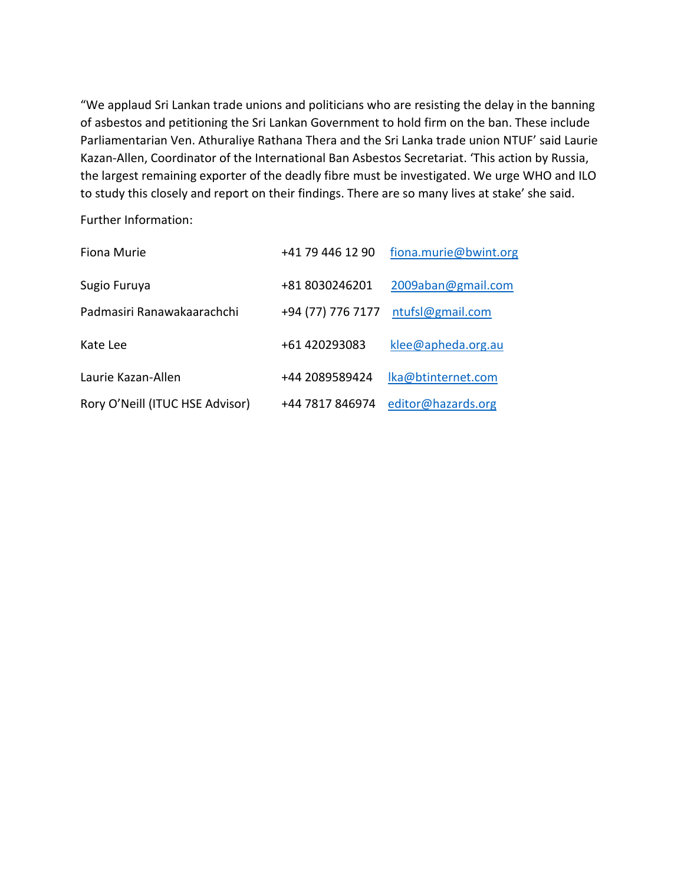"We applaud Sri Lankan trade unions and politicians who are resisting the delay in the banning of asbestos and petitioning the Sri Lankan Government to hold firm on the ban. These include Parliamentarian Ven. Athuraliye Rathana Thera and the Sri Lanka trade union NTUF' said Laurie Kazan-Allen, Coordinator of the International Ban Asbestos Secretariat. 'This action by Russia, the largest remaining exporter of the deadly fibre must be investigated. We urge WHO and ILO to study this closely and report on their findings. There are so many lives at stake' she said.

Further Information:

| | | |
|---|---|---|
| Fiona Murie | +41 79 446 12 90 | fiona.murie@bwint.org |
| Sugio Furuya | +81 8030246201 | 2009aban@gmail.com |
| Padmasiri Ranawakaarachchi | +94 (77) 776 7177 | ntufsl@gmail.com |
| Kate Lee | +61 420293083 | klee@apheda.org.au |
| Laurie Kazan-Allen | +44 2089589424 | lka@btinternet.com |
| Rory O'Neill (ITUC HSE Advisor) | +44 7817 846974 | editor@hazards.org |